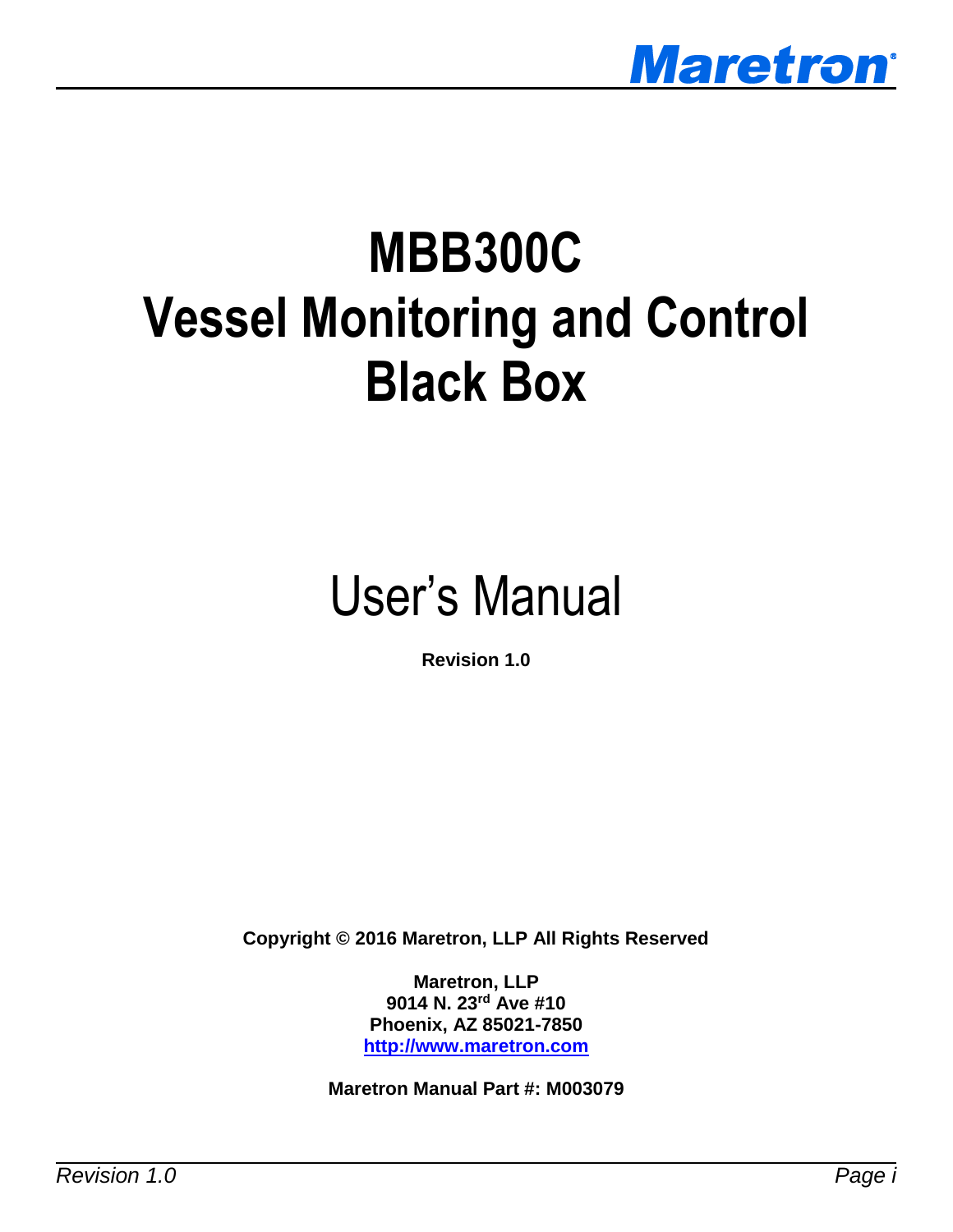# MBB300C
# Vessel Monitoring and Control Black Box

## User's Manual

**Revision 1.0**

**Copyright © 2016 Maretron, LLP All Rights Reserved**

**Maretron, LLP**
**9014 N. 23rd Ave #10**
**Phoenix, AZ 85021-7850**
**[http://www.maretron.com](http://www.maretron.com)**

**Maretron Manual Part #: M003079**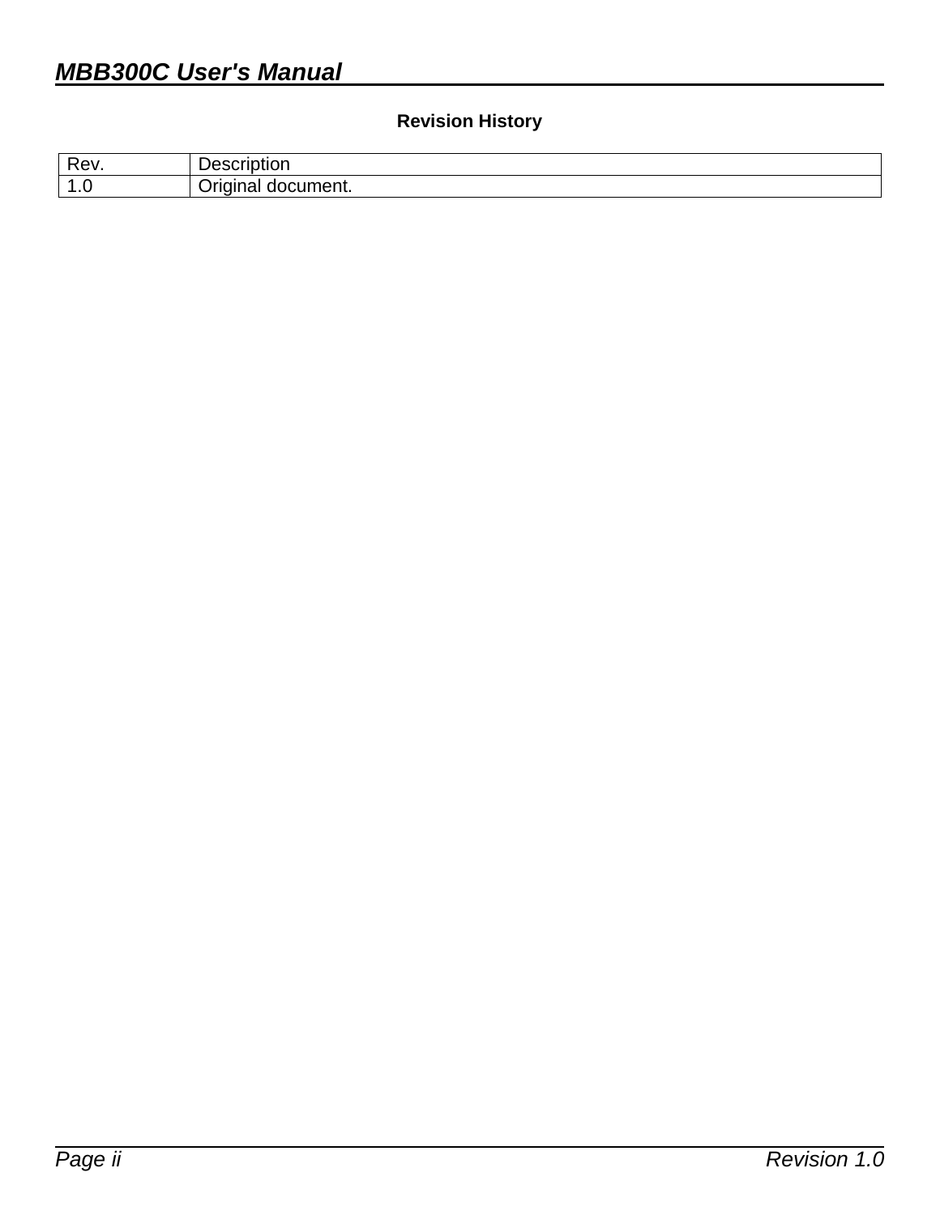## Revision History

| Rev. | Description |
|---|---|
| 1.0 | Original document. |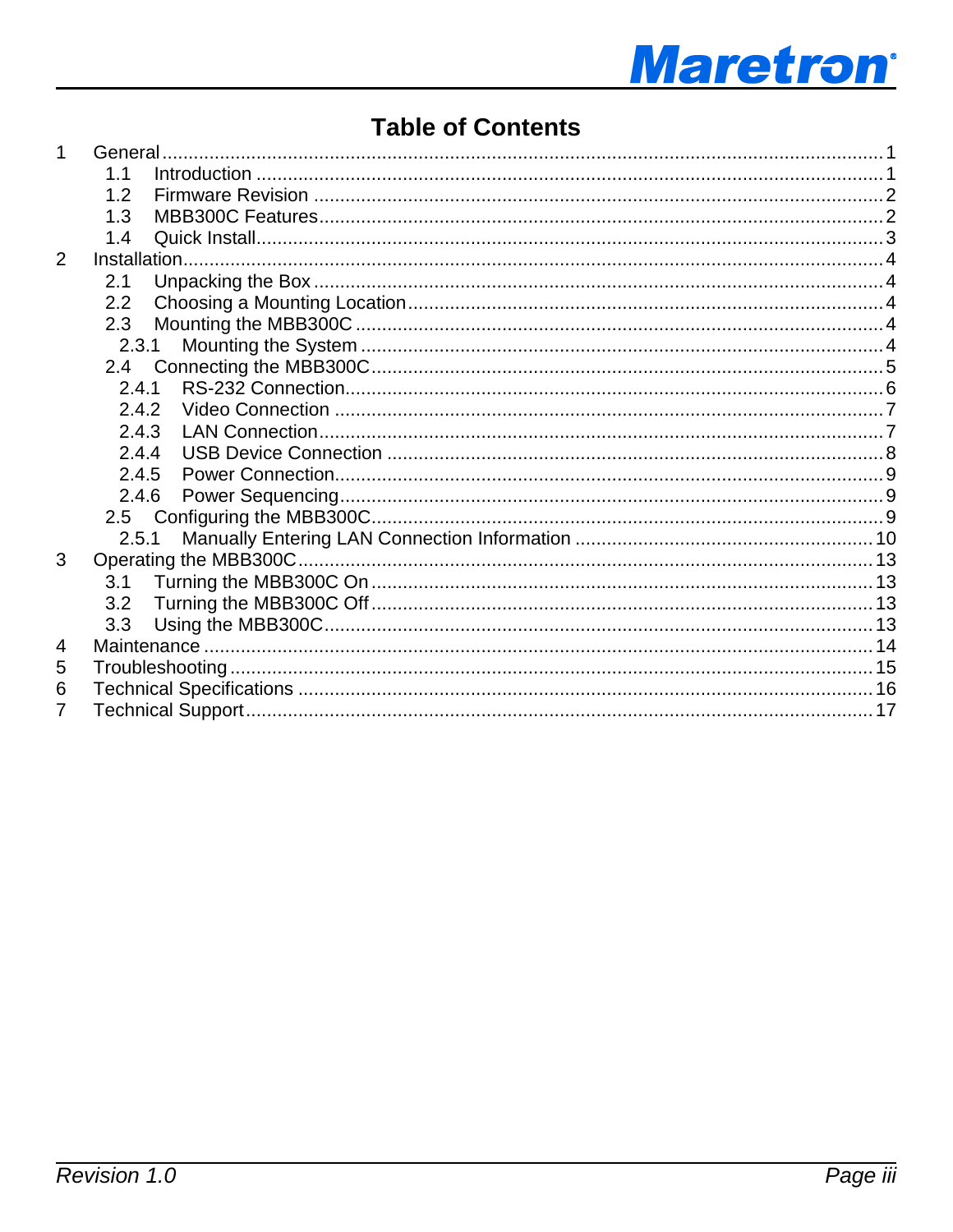# Table of Contents

1 General ... 1
  1.1 Introduction ... 1
  1.2 Firmware Revision ... 2
  1.3 MBB300C Features ... 2
  1.4 Quick Install ... 3
2 Installation ... 4
  2.1 Unpacking the Box ... 4
  2.2 Choosing a Mounting Location ... 4
  2.3 Mounting the MBB300C ... 4
    2.3.1 Mounting the System ... 4
  2.4 Connecting the MBB300C ... 5
    2.4.1 RS-232 Connection ... 6
    2.4.2 Video Connection ... 7
    2.4.3 LAN Connection ... 7
    2.4.4 USB Device Connection ... 8
    2.4.5 Power Connection ... 9
    2.4.6 Power Sequencing ... 9
  2.5 Configuring the MBB300C ... 9
    2.5.1 Manually Entering LAN Connection Information ... 10
3 Operating the MBB300C ... 13
  3.1 Turning the MBB300C On ... 13
  3.2 Turning the MBB300C Off ... 13
  3.3 Using the MBB300C ... 13
4 Maintenance ... 14
5 Troubleshooting ... 15
6 Technical Specifications ... 16
7 Technical Support ... 17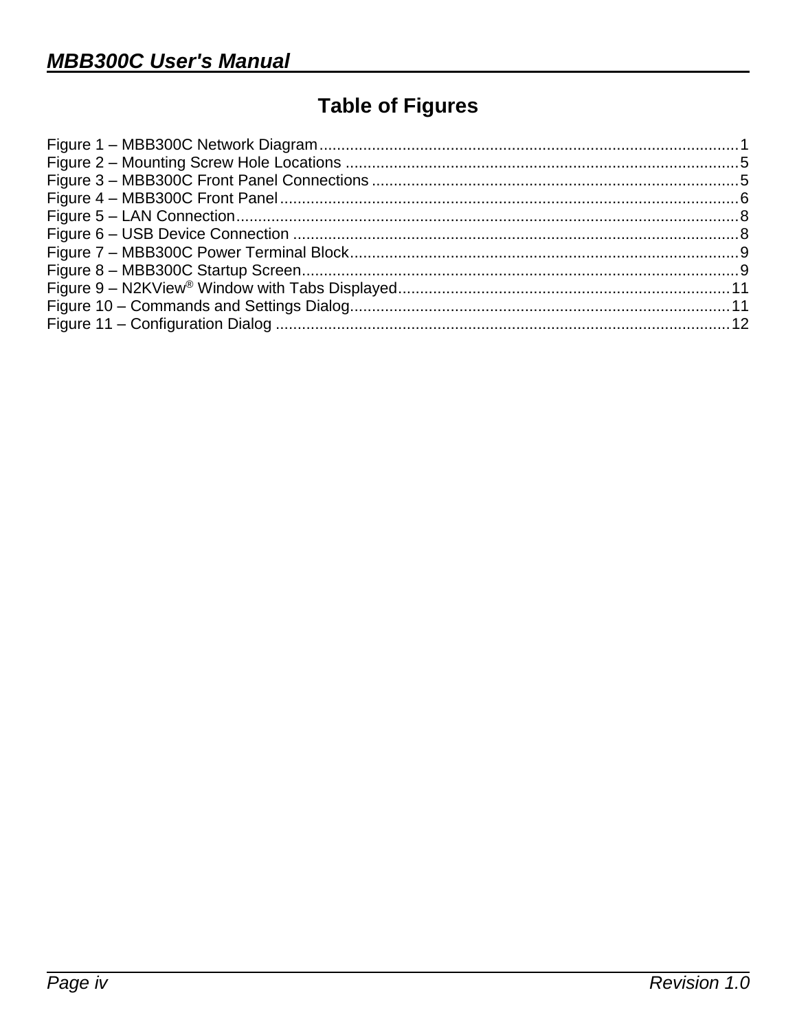# Table of Figures

Figure 1 – MBB300C Network Diagram ................................................................................................1
Figure 2 – Mounting Screw Hole Locations ..........................................................................................5
Figure 3 – MBB300C Front Panel Connections ....................................................................................5
Figure 4 – MBB300C Front Panel .........................................................................................................6
Figure 5 – LAN Connection...................................................................................................................8
Figure 6 – USB Device Connection ......................................................................................................8
Figure 7 – MBB300C Power Terminal Block.........................................................................................9
Figure 8 – MBB300C Startup Screen....................................................................................................9
Figure 9 – N2KView® Window with Tabs Displayed............................................................................11
Figure 10 – Commands and Settings Dialog.......................................................................................11
Figure 11 – Configuration Dialog ........................................................................................................12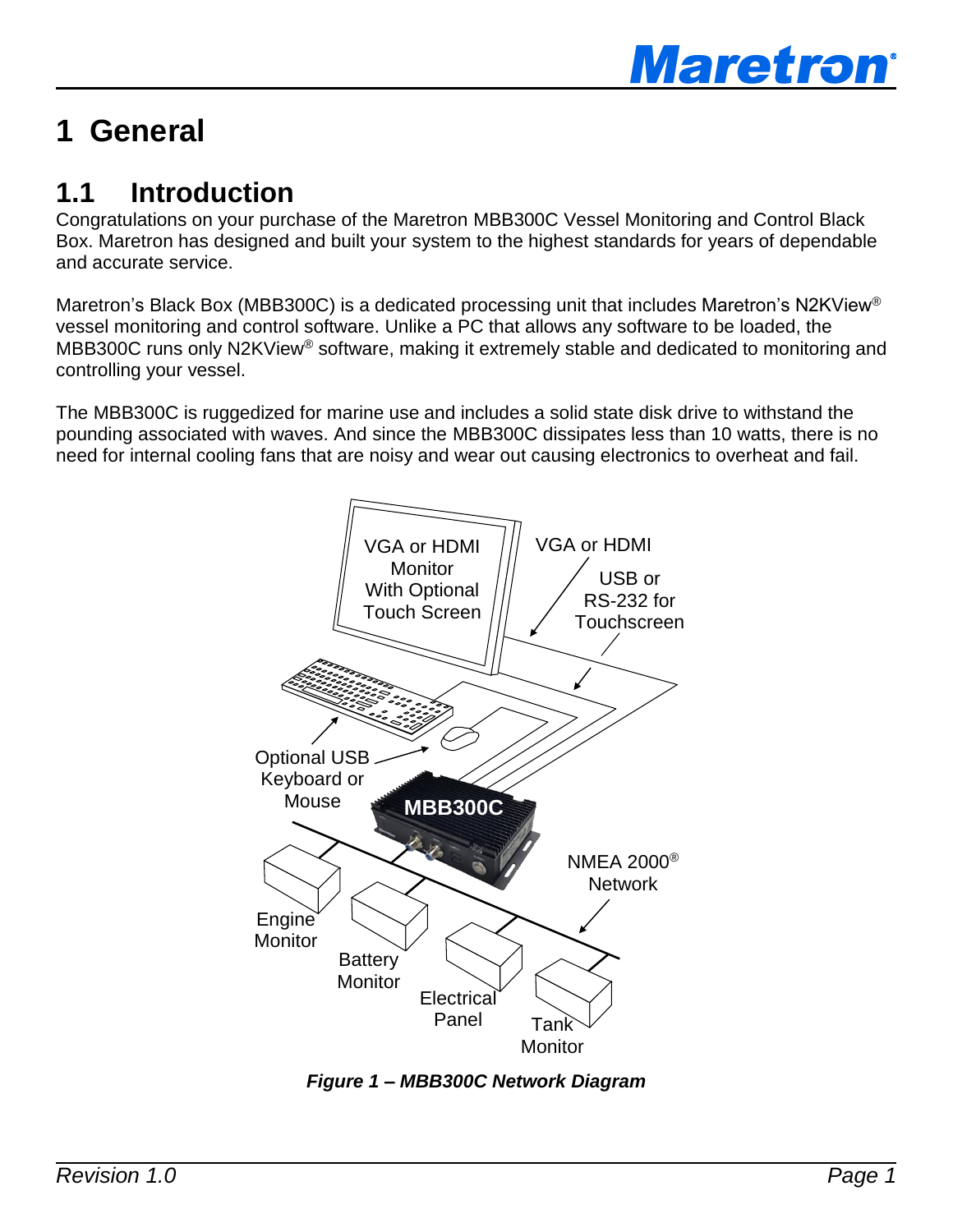# 1 General

## 1.1 Introduction

Congratulations on your purchase of the Maretron MBB300C Vessel Monitoring and Control Black Box. Maretron has designed and built your system to the highest standards for years of dependable and accurate service.

Maretron's Black Box (MBB300C) is a dedicated processing unit that includes Maretron's N2KView® vessel monitoring and control software. Unlike a PC that allows any software to be loaded, the MBB300C runs only N2KView® software, making it extremely stable and dedicated to monitoring and controlling your vessel.

The MBB300C is ruggedized for marine use and includes a solid state disk drive to withstand the pounding associated with waves. And since the MBB300C dissipates less than 10 watts, there is no need for internal cooling fans that are noisy and wear out causing electronics to overheat and fail.

***Figure 1 – MBB300C Network Diagram***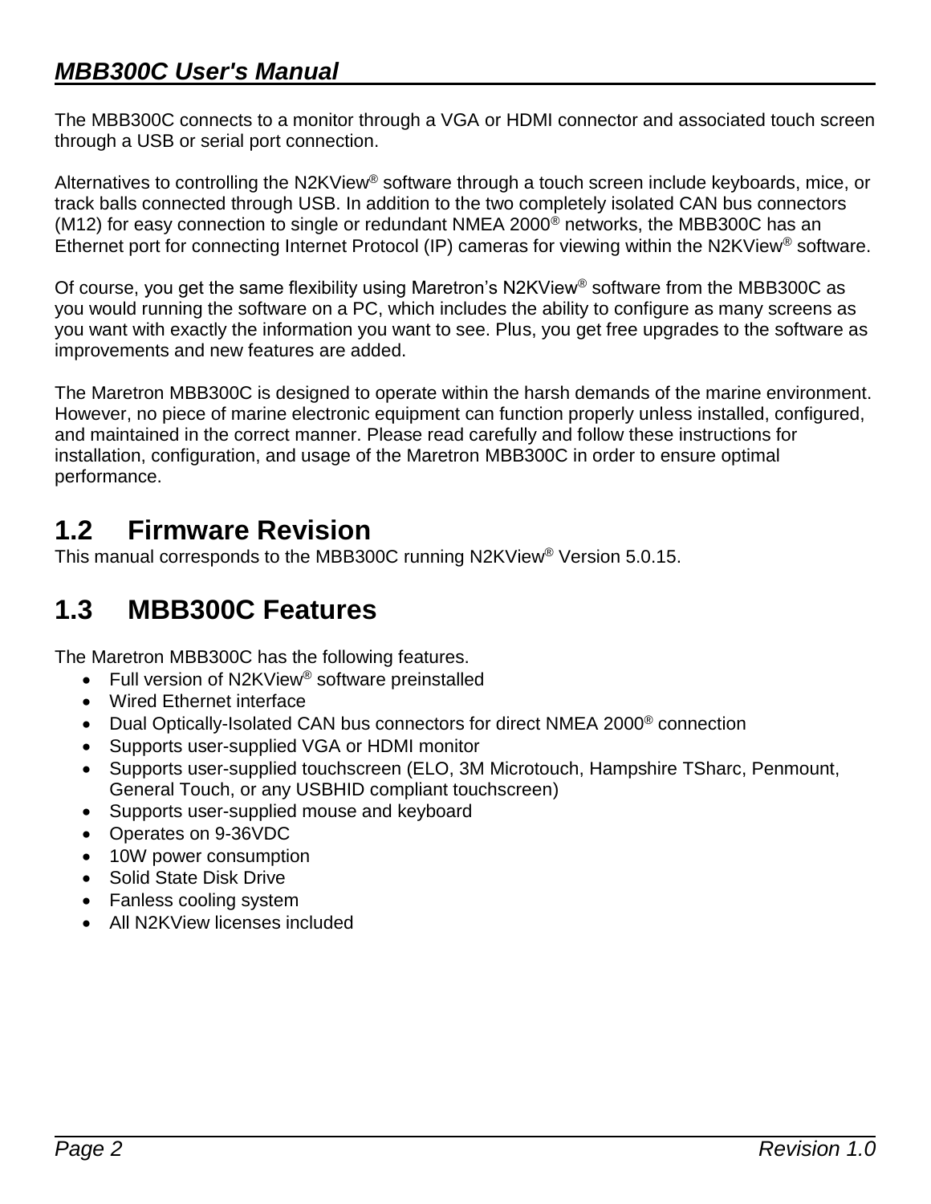The MBB300C connects to a monitor through a VGA or HDMI connector and associated touch screen through a USB or serial port connection.

Alternatives to controlling the N2KView® software through a touch screen include keyboards, mice, or track balls connected through USB. In addition to the two completely isolated CAN bus connectors (M12) for easy connection to single or redundant NMEA 2000® networks, the MBB300C has an Ethernet port for connecting Internet Protocol (IP) cameras for viewing within the N2KView® software.

Of course, you get the same flexibility using Maretron's N2KView® software from the MBB300C as you would running the software on a PC, which includes the ability to configure as many screens as you want with exactly the information you want to see. Plus, you get free upgrades to the software as improvements and new features are added.

The Maretron MBB300C is designed to operate within the harsh demands of the marine environment. However, no piece of marine electronic equipment can function properly unless installed, configured, and maintained in the correct manner. Please read carefully and follow these instructions for installation, configuration, and usage of the Maretron MBB300C in order to ensure optimal performance.

## 1.2 Firmware Revision

This manual corresponds to the MBB300C running N2KView® Version 5.0.15.

## 1.3 MBB300C Features

The Maretron MBB300C has the following features.

- Full version of N2KView® software preinstalled
- Wired Ethernet interface
- Dual Optically-Isolated CAN bus connectors for direct NMEA 2000® connection
- Supports user-supplied VGA or HDMI monitor
- Supports user-supplied touchscreen (ELO, 3M Microtouch, Hampshire TSharc, Penmount, General Touch, or any USBHID compliant touchscreen)
- Supports user-supplied mouse and keyboard
- Operates on 9-36VDC
- 10W power consumption
- Solid State Disk Drive
- Fanless cooling system
- All N2KView licenses included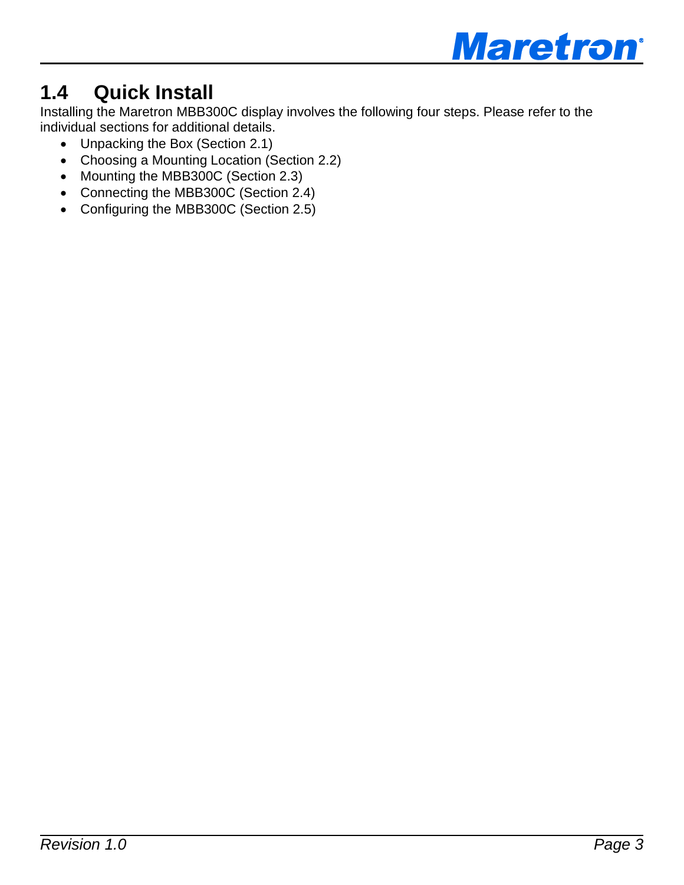## 1.4 Quick Install

Installing the Maretron MBB300C display involves the following four steps. Please refer to the individual sections for additional details.

- Unpacking the Box (Section 2.1)
- Choosing a Mounting Location (Section 2.2)
- Mounting the MBB300C (Section 2.3)
- Connecting the MBB300C (Section 2.4)
- Configuring the MBB300C (Section 2.5)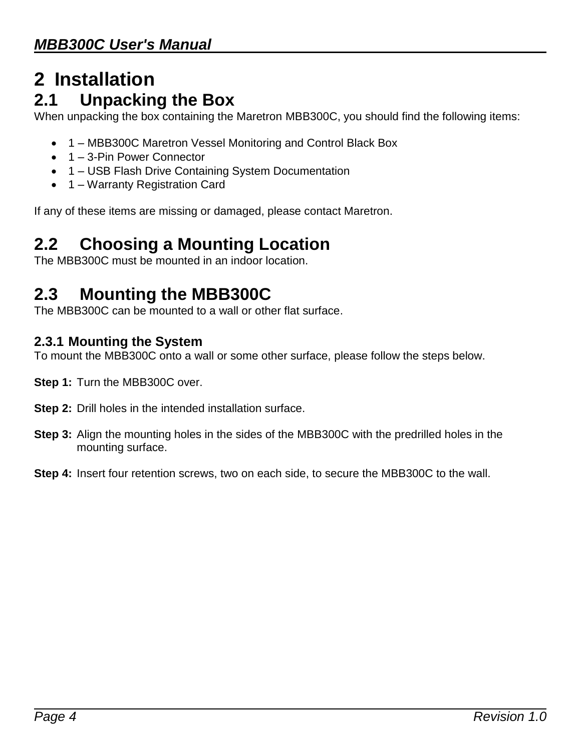# 2 Installation

## 2.1 Unpacking the Box

When unpacking the box containing the Maretron MBB300C, you should find the following items:

- 1 – MBB300C Maretron Vessel Monitoring and Control Black Box
- 1 – 3-Pin Power Connector
- 1 – USB Flash Drive Containing System Documentation
- 1 – Warranty Registration Card

If any of these items are missing or damaged, please contact Maretron.

## 2.2 Choosing a Mounting Location

The MBB300C must be mounted in an indoor location.

## 2.3 Mounting the MBB300C

The MBB300C can be mounted to a wall or other flat surface.

### 2.3.1 Mounting the System

To mount the MBB300C onto a wall or some other surface, please follow the steps below.

**Step 1:** Turn the MBB300C over.

**Step 2:** Drill holes in the intended installation surface.

**Step 3:** Align the mounting holes in the sides of the MBB300C with the predrilled holes in the mounting surface.

**Step 4:** Insert four retention screws, two on each side, to secure the MBB300C to the wall.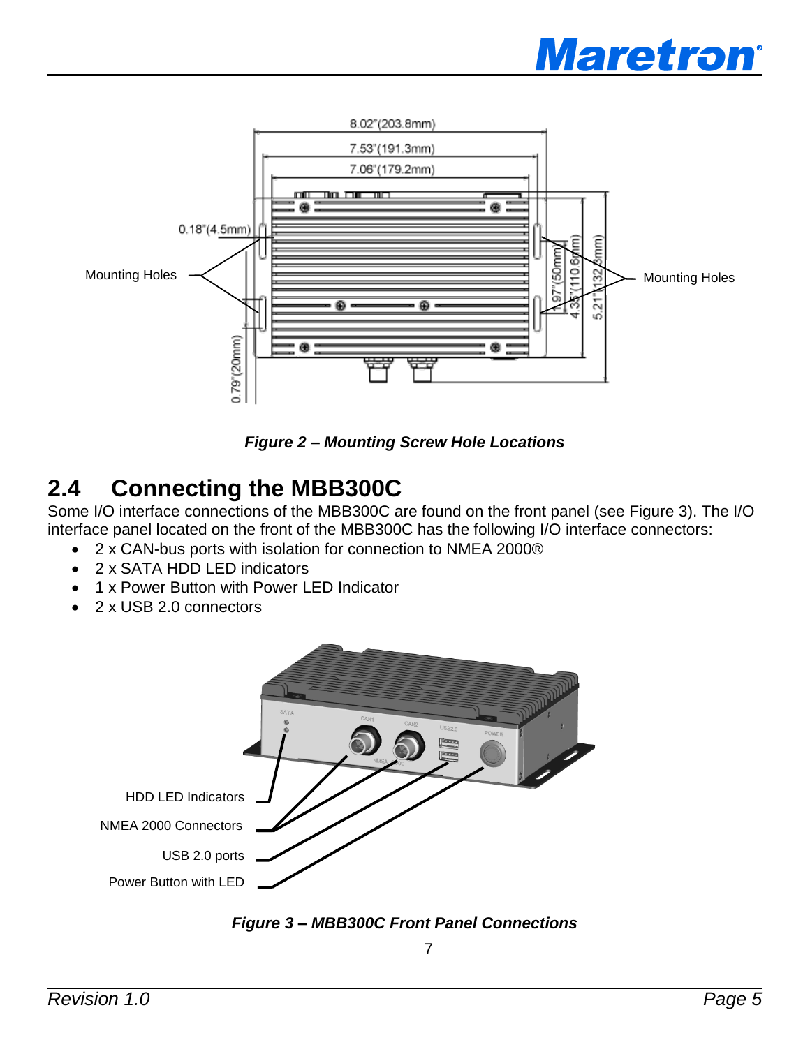*Figure 2 – Mounting Screw Hole Locations*

## 2.4 Connecting the MBB300C

Some I/O interface connections of the MBB300C are found on the front panel (see Figure 3). The I/O interface panel located on the front of the MBB300C has the following I/O interface connectors:

- 2 x CAN-bus ports with isolation for connection to NMEA 2000®
- 2 x SATA HDD LED indicators
- 1 x Power Button with Power LED Indicator
- 2 x USB 2.0 connectors

*Figure 3 – MBB300C Front Panel Connections*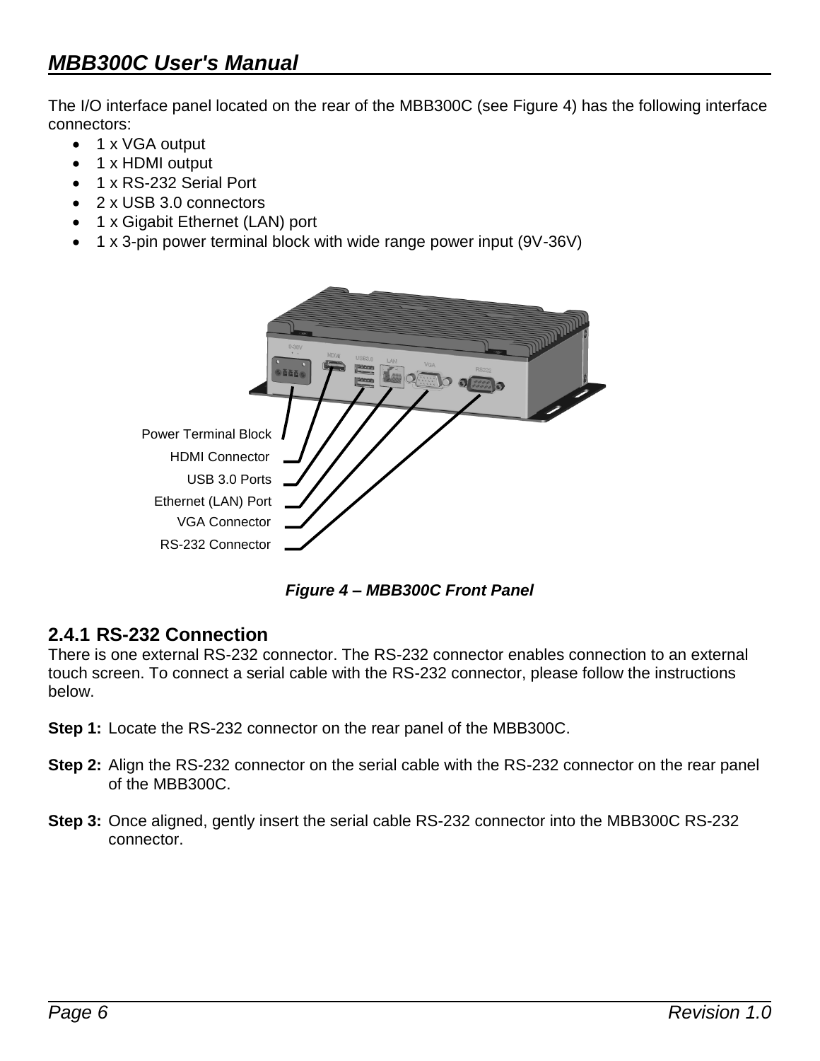The I/O interface panel located on the rear of the MBB300C (see Figure 4) has the following interface connectors:

- 1 x VGA output
- 1 x HDMI output
- 1 x RS-232 Serial Port
- 2 x USB 3.0 connectors
- 1 x Gigabit Ethernet (LAN) port
- 1 x 3-pin power terminal block with wide range power input (9V-36V)

Power Terminal Block
HDMI Connector
USB 3.0 Ports
Ethernet (LAN) Port
VGA Connector
RS-232 Connector

***Figure 4 – MBB300C Front Panel***

### 2.4.1 RS-232 Connection

There is one external RS-232 connector. The RS-232 connector enables connection to an external touch screen. To connect a serial cable with the RS-232 connector, please follow the instructions below.

**Step 1:** Locate the RS-232 connector on the rear panel of the MBB300C.

**Step 2:** Align the RS-232 connector on the serial cable with the RS-232 connector on the rear panel of the MBB300C.

**Step 3:** Once aligned, gently insert the serial cable RS-232 connector into the MBB300C RS-232 connector.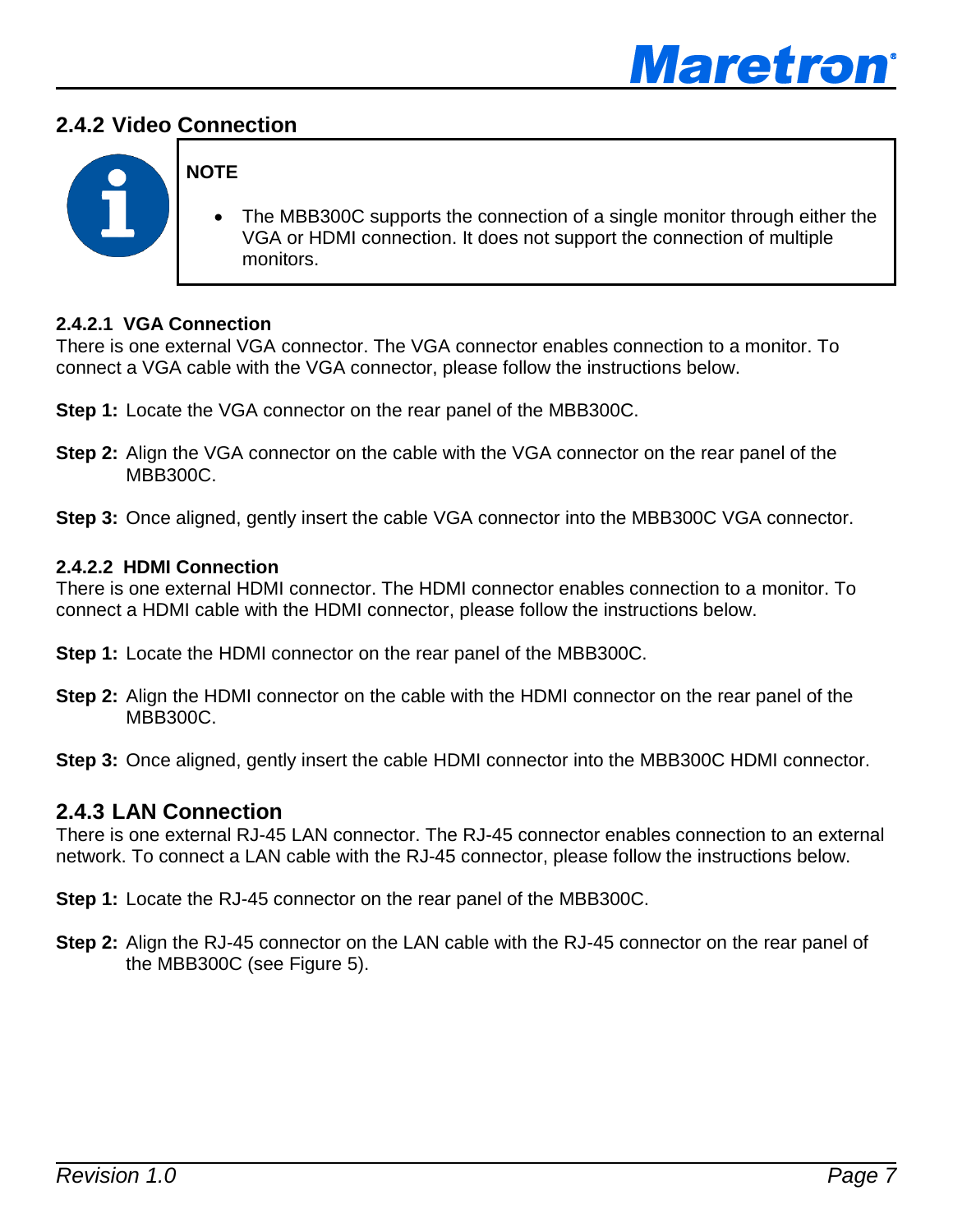## 2.4.2 Video Connection

**NOTE**

- The MBB300C supports the connection of a single monitor through either the VGA or HDMI connection. It does not support the connection of multiple monitors.

#### 2.4.2.1 VGA Connection

There is one external VGA connector. The VGA connector enables connection to a monitor. To connect a VGA cable with the VGA connector, please follow the instructions below.

**Step 1:** Locate the VGA connector on the rear panel of the MBB300C.

**Step 2:** Align the VGA connector on the cable with the VGA connector on the rear panel of the MBB300C.

**Step 3:** Once aligned, gently insert the cable VGA connector into the MBB300C VGA connector.

#### 2.4.2.2 HDMI Connection

There is one external HDMI connector. The HDMI connector enables connection to a monitor. To connect a HDMI cable with the HDMI connector, please follow the instructions below.

**Step 1:** Locate the HDMI connector on the rear panel of the MBB300C.

**Step 2:** Align the HDMI connector on the cable with the HDMI connector on the rear panel of the MBB300C.

**Step 3:** Once aligned, gently insert the cable HDMI connector into the MBB300C HDMI connector.

## 2.4.3 LAN Connection

There is one external RJ-45 LAN connector. The RJ-45 connector enables connection to an external network. To connect a LAN cable with the RJ-45 connector, please follow the instructions below.

**Step 1:** Locate the RJ-45 connector on the rear panel of the MBB300C.

**Step 2:** Align the RJ-45 connector on the LAN cable with the RJ-45 connector on the rear panel of the MBB300C (see Figure 5).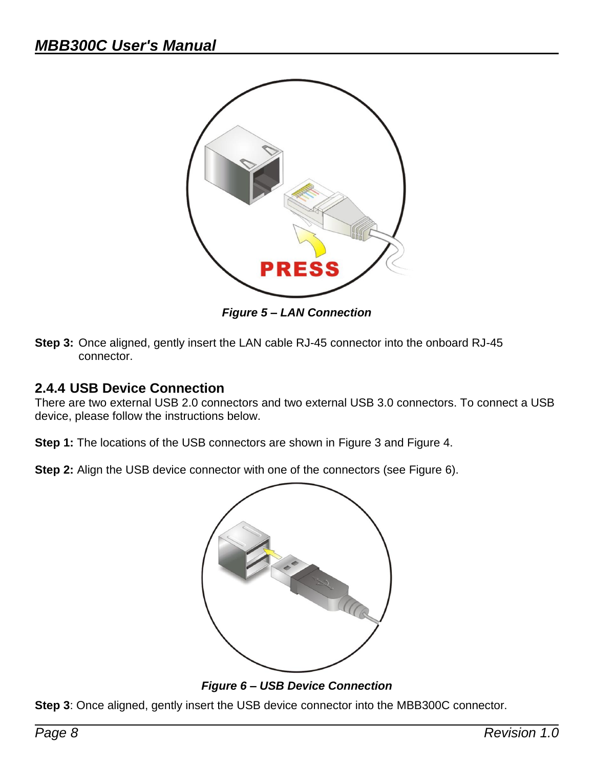*Figure 5 – LAN Connection*

**Step 3:** Once aligned, gently insert the LAN cable RJ-45 connector into the onboard RJ-45 connector.

### 2.4.4 USB Device Connection

There are two external USB 2.0 connectors and two external USB 3.0 connectors. To connect a USB device, please follow the instructions below.

**Step 1:** The locations of the USB connectors are shown in Figure 3 and Figure 4.

**Step 2:** Align the USB device connector with one of the connectors (see Figure 6).

*Figure 6 – USB Device Connection*

**Step 3**: Once aligned, gently insert the USB device connector into the MBB300C connector.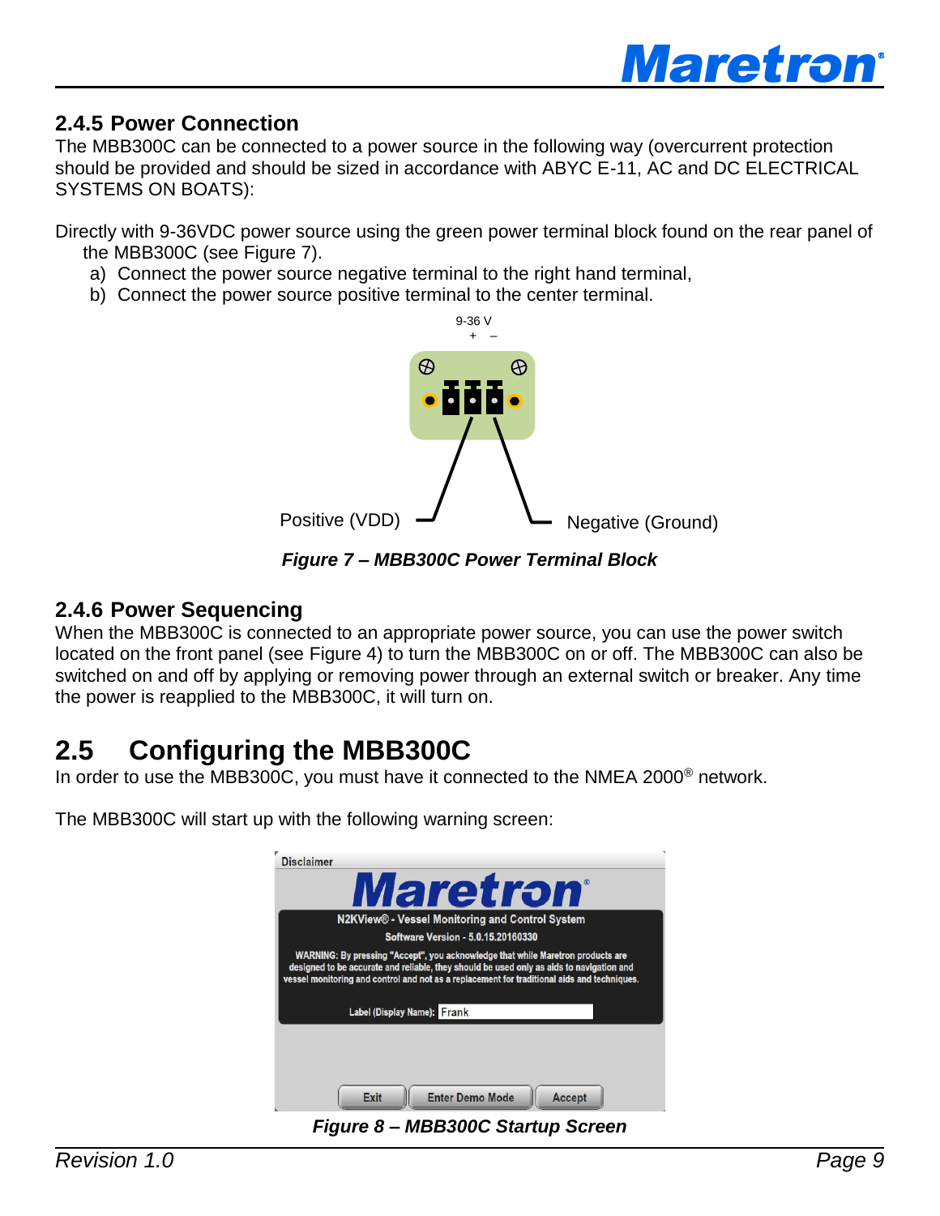### 2.4.5 Power Connection

The MBB300C can be connected to a power source in the following way (overcurrent protection should be provided and should be sized in accordance with ABYC E-11, AC and DC ELECTRICAL SYSTEMS ON BOATS):

Directly with 9-36VDC power source using the green power terminal block found on the rear panel of the MBB300C (see Figure 7).

a) Connect the power source negative terminal to the right hand terminal,
b) Connect the power source positive terminal to the center terminal.

9-36 V
\+ –

Positive (VDD)

Negative (Ground)

*Figure 7 – MBB300C Power Terminal Block*

### 2.4.6 Power Sequencing

When the MBB300C is connected to an appropriate power source, you can use the power switch located on the front panel (see Figure 4) to turn the MBB300C on or off. The MBB300C can also be switched on and off by applying or removing power through an external switch or breaker. Any time the power is reapplied to the MBB300C, it will turn on.

## 2.5 Configuring the MBB300C

In order to use the MBB300C, you must have it connected to the NMEA 2000® network.

The MBB300C will start up with the following warning screen:

Disclaimer

Maretron

N2KView® - Vessel Monitoring and Control System

Software Version - 5.0.15.20160330

WARNING: By pressing "Accept", you acknowledge that while Maretron products are designed to be accurate and reliable, they should be used only as aids to navigation and vessel monitoring and control and not as a replacement for traditional aids and techniques.

Label (Display Name): Frank

Exit | Enter Demo Mode | Accept

*Figure 8 – MBB300C Startup Screen*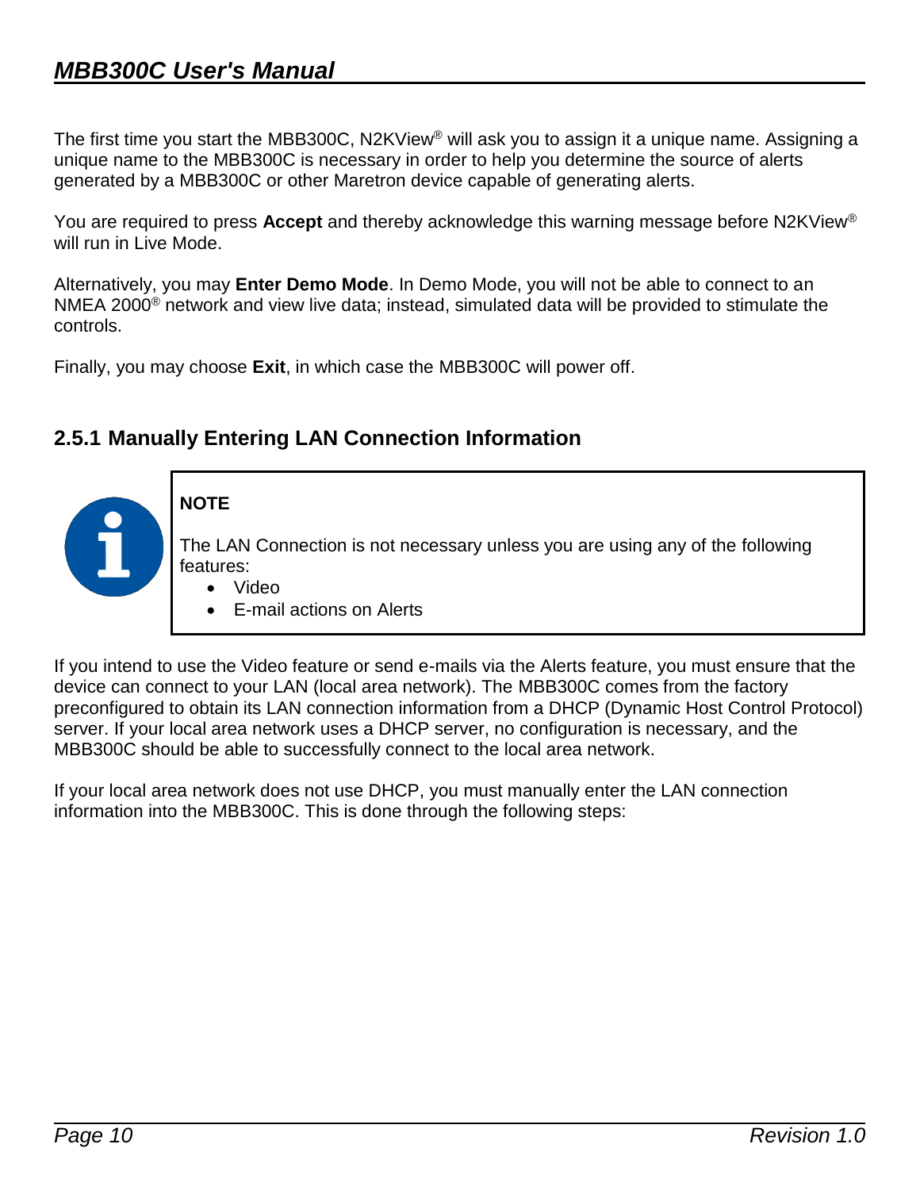The first time you start the MBB300C, N2KView® will ask you to assign it a unique name. Assigning a unique name to the MBB300C is necessary in order to help you determine the source of alerts generated by a MBB300C or other Maretron device capable of generating alerts.

You are required to press **Accept** and thereby acknowledge this warning message before N2KView® will run in Live Mode.

Alternatively, you may **Enter Demo Mode**. In Demo Mode, you will not be able to connect to an NMEA 2000® network and view live data; instead, simulated data will be provided to stimulate the controls.

Finally, you may choose **Exit**, in which case the MBB300C will power off.

### 2.5.1 Manually Entering LAN Connection Information

> **NOTE**
>
> The LAN Connection is not necessary unless you are using any of the following features:
>
> - Video
> - E-mail actions on Alerts

If you intend to use the Video feature or send e-mails via the Alerts feature, you must ensure that the device can connect to your LAN (local area network). The MBB300C comes from the factory preconfigured to obtain its LAN connection information from a DHCP (Dynamic Host Control Protocol) server. If your local area network uses a DHCP server, no configuration is necessary, and the MBB300C should be able to successfully connect to the local area network.

If your local area network does not use DHCP, you must manually enter the LAN connection information into the MBB300C. This is done through the following steps: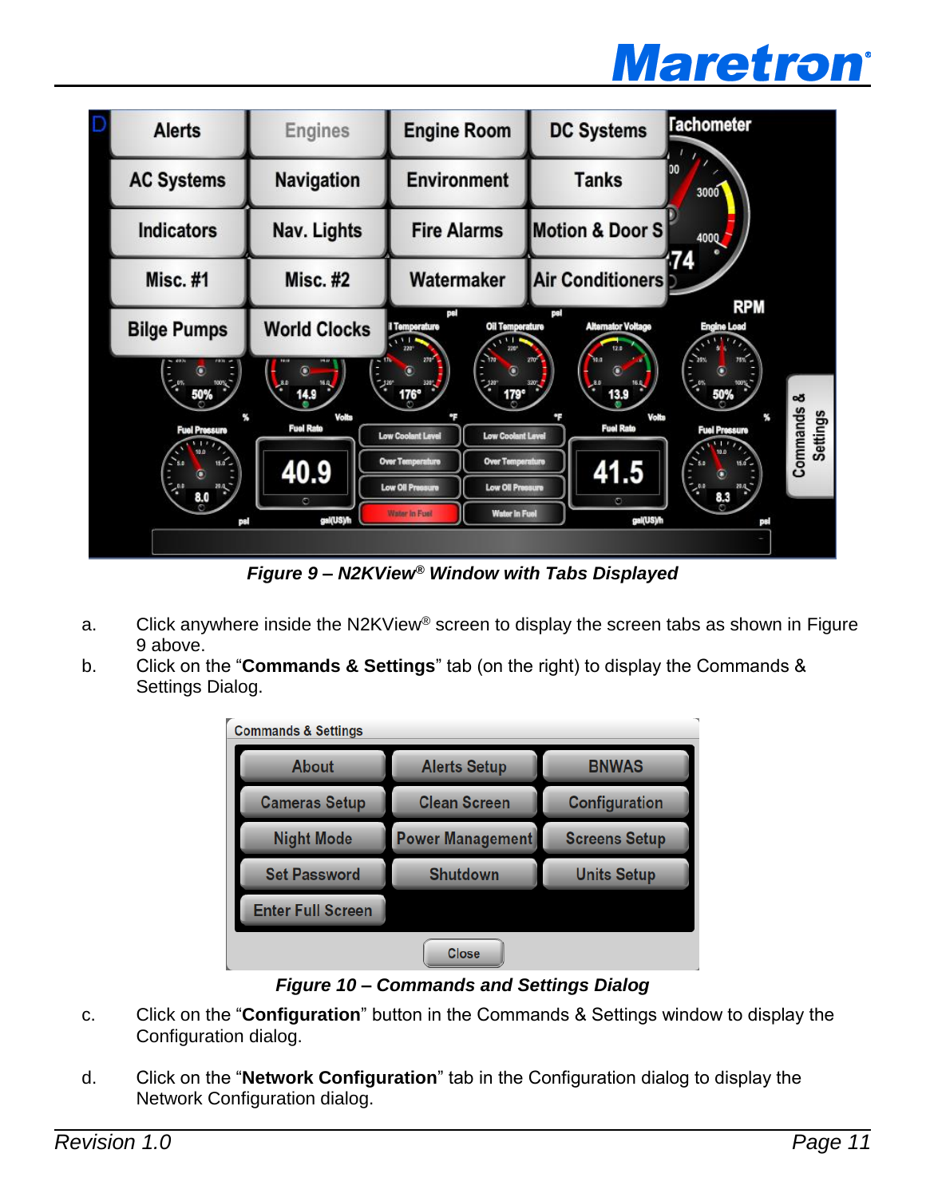*Figure 9 – N2KView® Window with Tabs Displayed*

a. Click anywhere inside the N2KView® screen to display the screen tabs as shown in Figure 9 above.

b. Click on the "**Commands & Settings**" tab (on the right) to display the Commands & Settings Dialog.

*Figure 10 – Commands and Settings Dialog*

c. Click on the "**Configuration**" button in the Commands & Settings window to display the Configuration dialog.

d. Click on the "**Network Configuration**" tab in the Configuration dialog to display the Network Configuration dialog.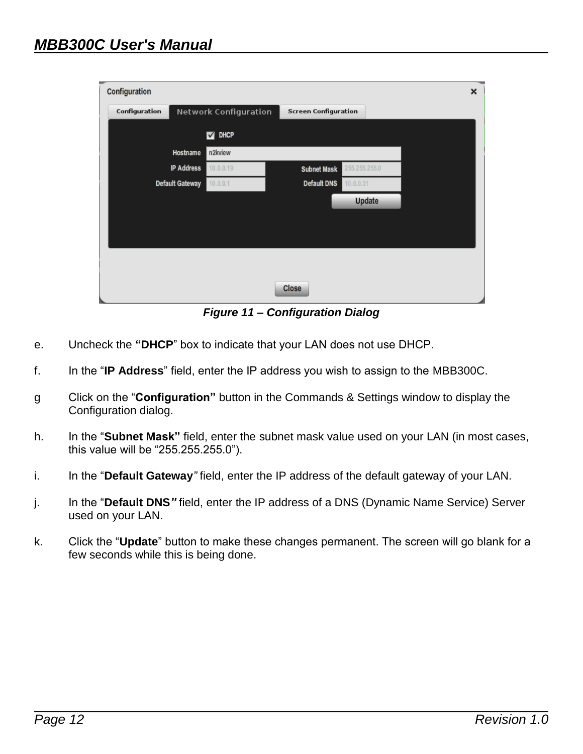*Figure 11 – Configuration Dialog*

e. Uncheck the **"DHCP**" box to indicate that your LAN does not use DHCP.

f. In the "**IP Address**" field, enter the IP address you wish to assign to the MBB300C.

g Click on the "**Configuration"** button in the Commands & Settings window to display the Configuration dialog.

h. In the "**Subnet Mask"** field, enter the subnet mask value used on your LAN (in most cases, this value will be "255.255.255.0").

i. In the "**Default Gateway**" field, enter the IP address of the default gateway of your LAN.

j. In the "**Default DNS"** field, enter the IP address of a DNS (Dynamic Name Service) Server used on your LAN.

k. Click the "**Update**" button to make these changes permanent. The screen will go blank for a few seconds while this is being done.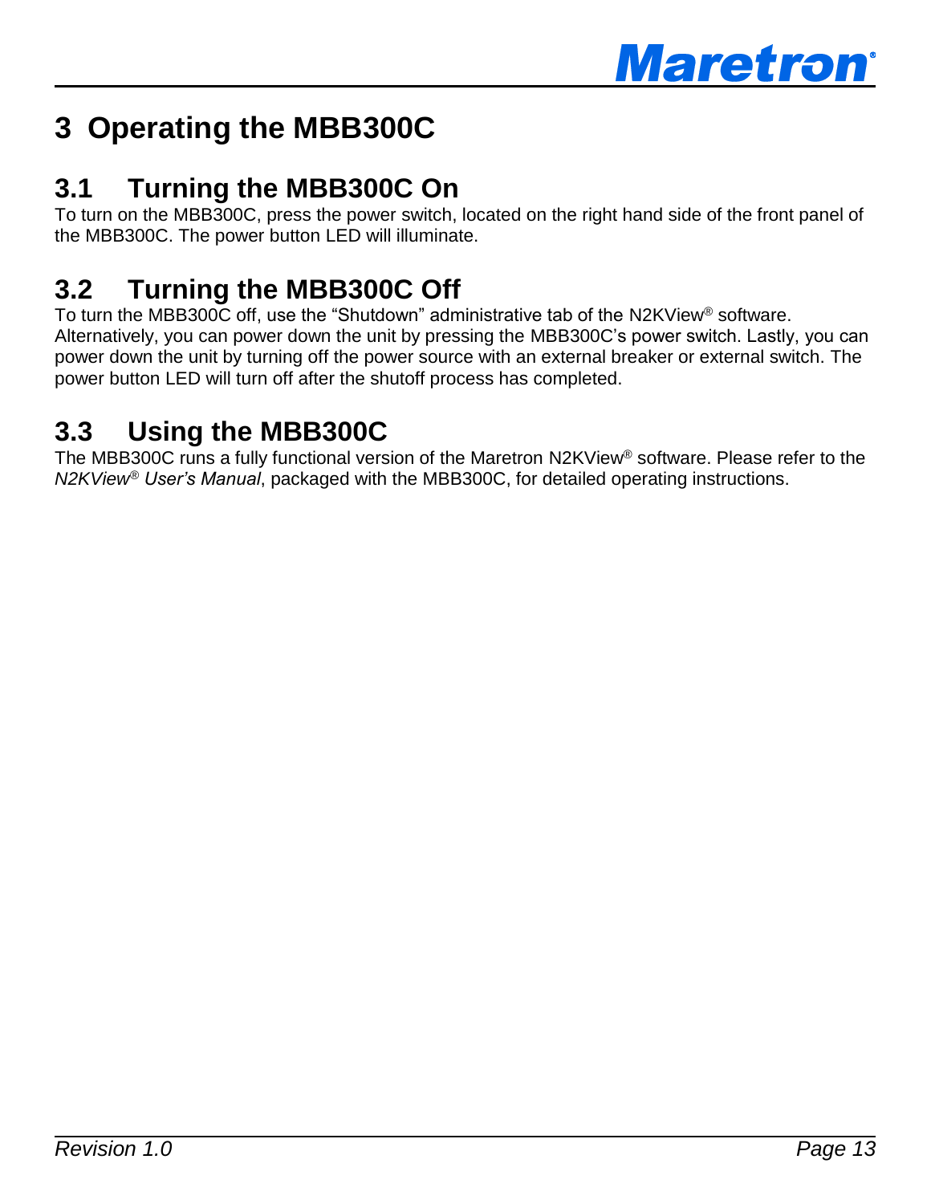# 3 Operating the MBB300C

## 3.1 Turning the MBB300C On

To turn on the MBB300C, press the power switch, located on the right hand side of the front panel of the MBB300C. The power button LED will illuminate.

## 3.2 Turning the MBB300C Off

To turn the MBB300C off, use the “Shutdown” administrative tab of the N2KView® software. Alternatively, you can power down the unit by pressing the MBB300C’s power switch. Lastly, you can power down the unit by turning off the power source with an external breaker or external switch. The power button LED will turn off after the shutoff process has completed.

## 3.3 Using the MBB300C

The MBB300C runs a fully functional version of the Maretron N2KView® software. Please refer to the *N2KView® User’s Manual*, packaged with the MBB300C, for detailed operating instructions.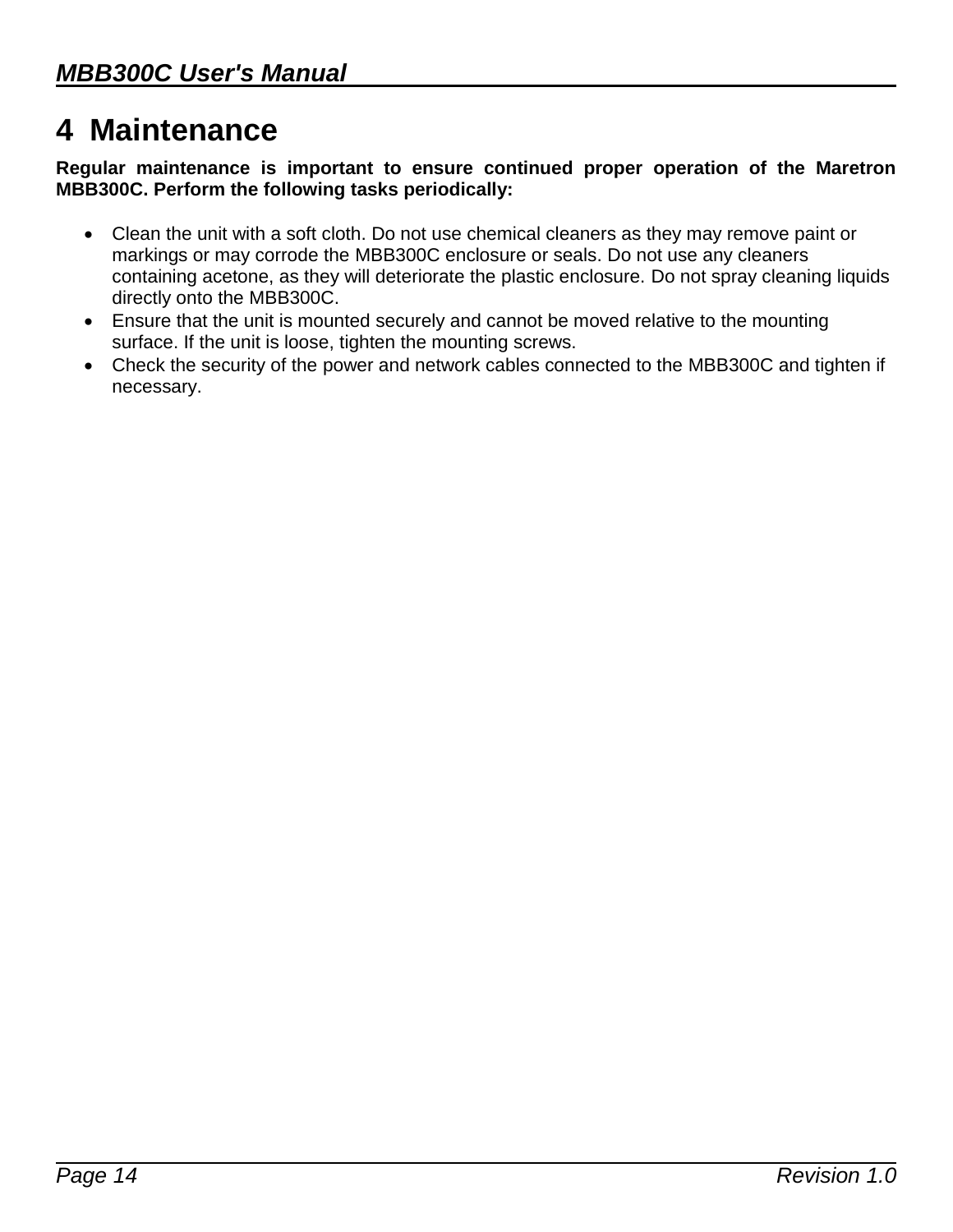# 4 Maintenance

**Regular maintenance is important to ensure continued proper operation of the Maretron MBB300C. Perform the following tasks periodically:**

- Clean the unit with a soft cloth. Do not use chemical cleaners as they may remove paint or markings or may corrode the MBB300C enclosure or seals. Do not use any cleaners containing acetone, as they will deteriorate the plastic enclosure. Do not spray cleaning liquids directly onto the MBB300C.
- Ensure that the unit is mounted securely and cannot be moved relative to the mounting surface. If the unit is loose, tighten the mounting screws.
- Check the security of the power and network cables connected to the MBB300C and tighten if necessary.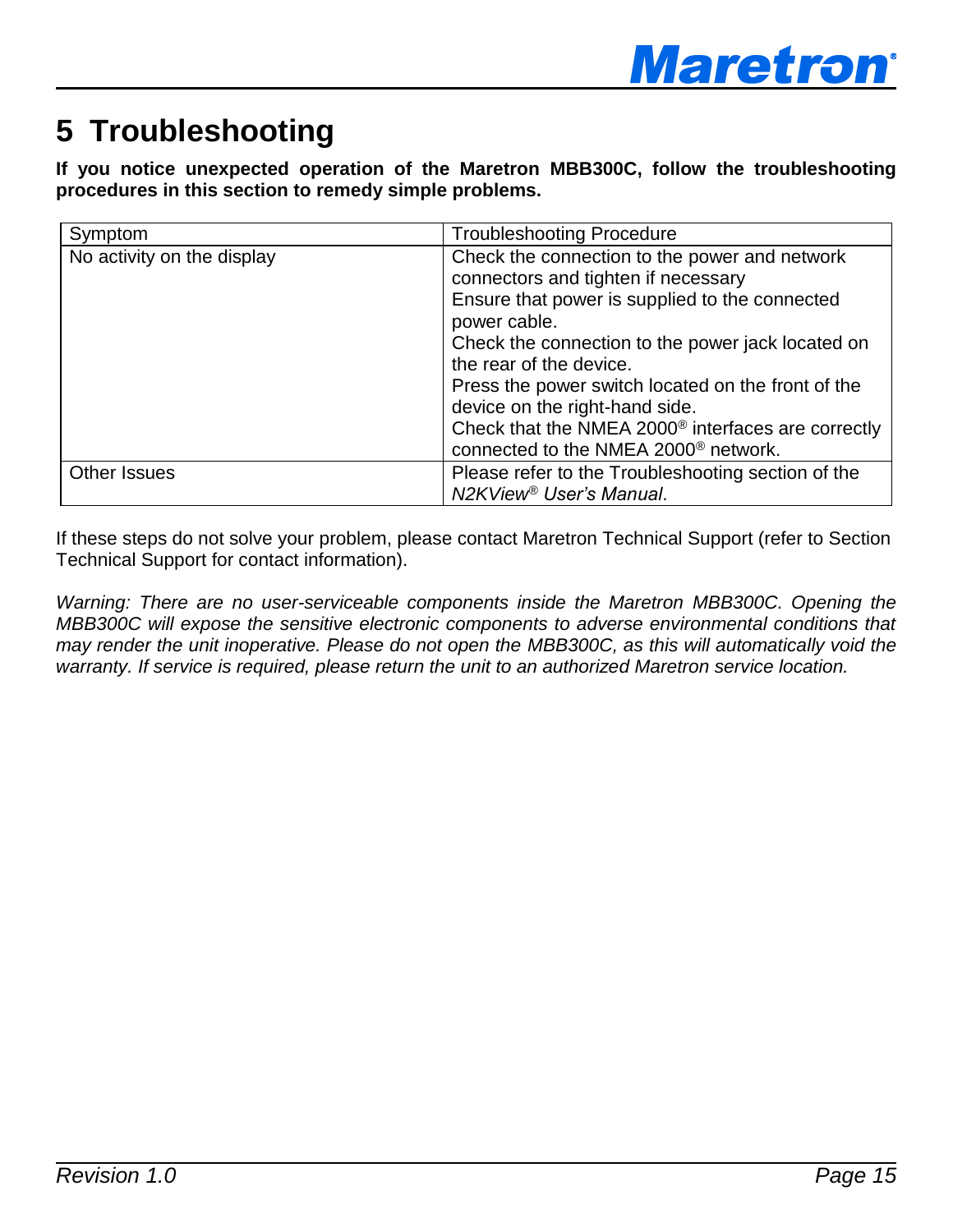# 5 Troubleshooting

**If you notice unexpected operation of the Maretron MBB300C, follow the troubleshooting procedures in this section to remedy simple problems.**

| Symptom | Troubleshooting Procedure |
| --- | --- |
| No activity on the display | Check the connection to the power and network connectors and tighten if necessary<br>Ensure that power is supplied to the connected power cable.<br>Check the connection to the power jack located on the rear of the device.<br>Press the power switch located on the front of the device on the right-hand side.<br>Check that the NMEA 2000® interfaces are correctly connected to the NMEA 2000® network. |
| Other Issues | Please refer to the Troubleshooting section of the *N2KView® User's Manual*. |

If these steps do not solve your problem, please contact Maretron Technical Support (refer to Section Technical Support for contact information).

*Warning: There are no user-serviceable components inside the Maretron MBB300C. Opening the MBB300C will expose the sensitive electronic components to adverse environmental conditions that may render the unit inoperative. Please do not open the MBB300C, as this will automatically void the warranty. If service is required, please return the unit to an authorized Maretron service location.*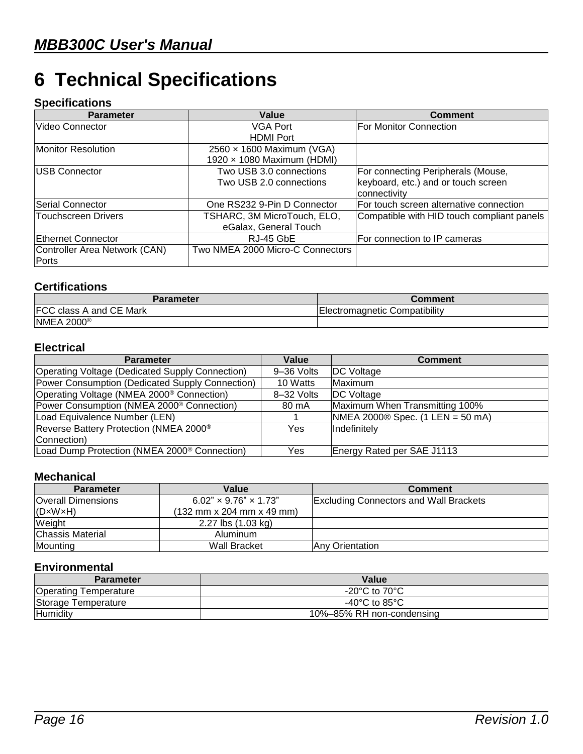# 6 Technical Specifications

### Specifications

| Parameter | Value | Comment |
|---|---|---|
| Video Connector | VGA Port<br>HDMI Port | For Monitor Connection |
| Monitor Resolution | 2560 × 1600 Maximum (VGA)<br>1920 × 1080 Maximum (HDMI) | |
| USB Connector | Two USB 3.0 connections<br>Two USB 2.0 connections | For connecting Peripherals (Mouse, keyboard, etc.) and or touch screen connectivity |
| Serial Connector | One RS232 9-Pin D Connector | For touch screen alternative connection |
| Touchscreen Drivers | TSHARC, 3M MicroTouch, ELO, eGalax, General Touch | Compatible with HID touch compliant panels |
| Ethernet Connector | RJ-45 GbE | For connection to IP cameras |
| Controller Area Network (CAN) Ports | Two NMEA 2000 Micro-C Connectors | |

### Certifications

| Parameter | Comment |
|---|---|
| FCC class A and CE Mark | Electromagnetic Compatibility |
| NMEA 2000® | |

### Electrical

| Parameter | Value | Comment |
|---|---|---|
| Operating Voltage (Dedicated Supply Connection) | 9–36 Volts | DC Voltage |
| Power Consumption (Dedicated Supply Connection) | 10 Watts | Maximum |
| Operating Voltage (NMEA 2000® Connection) | 8–32 Volts | DC Voltage |
| Power Consumption (NMEA 2000® Connection) | 80 mA | Maximum When Transmitting 100% |
| Load Equivalence Number (LEN) | 1 | NMEA 2000® Spec. (1 LEN = 50 mA) |
| Reverse Battery Protection (NMEA 2000® Connection) | Yes | Indefinitely |
| Load Dump Protection (NMEA 2000® Connection) | Yes | Energy Rated per SAE J1113 |

### Mechanical

| Parameter | Value | Comment |
|---|---|---|
| Overall Dimensions (D×W×H) | 6.02” × 9.76” × 1.73”<br>(132 mm x 204 mm x 49 mm) | Excluding Connectors and Wall Brackets |
| Weight | 2.27 lbs (1.03 kg) | |
| Chassis Material | Aluminum | |
| Mounting | Wall Bracket | Any Orientation |

### Environmental

| Parameter | Value |
|---|---|
| Operating Temperature | -20°C to 70°C |
| Storage Temperature | -40°C to 85°C |
| Humidity | 10%–85% RH non-condensing |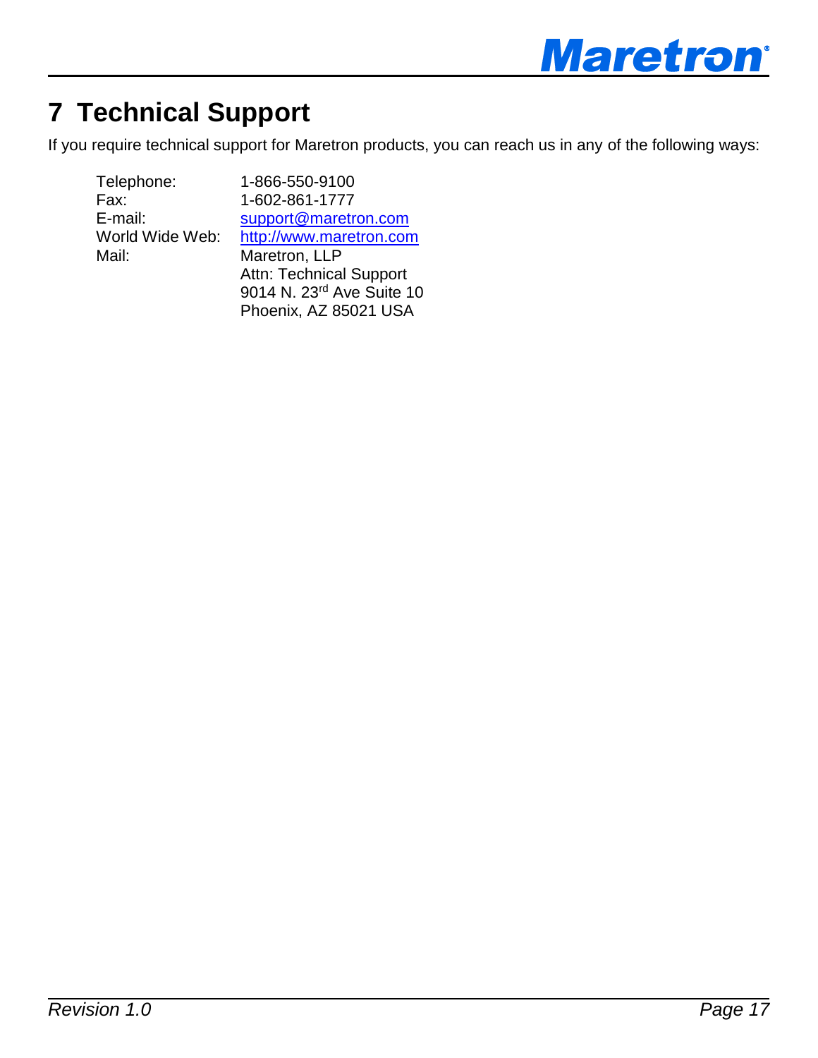# 7 Technical Support

If you require technical support for Maretron products, you can reach us in any of the following ways:

| | |
|---|---|
| Telephone: | 1-866-550-9100 |
| Fax: | 1-602-861-1777 |
| E-mail: | support@maretron.com |
| World Wide Web: | http://www.maretron.com |
| Mail: | Maretron, LLP<br>Attn: Technical Support<br>9014 N. 23rd Ave Suite 10<br>Phoenix, AZ 85021 USA |